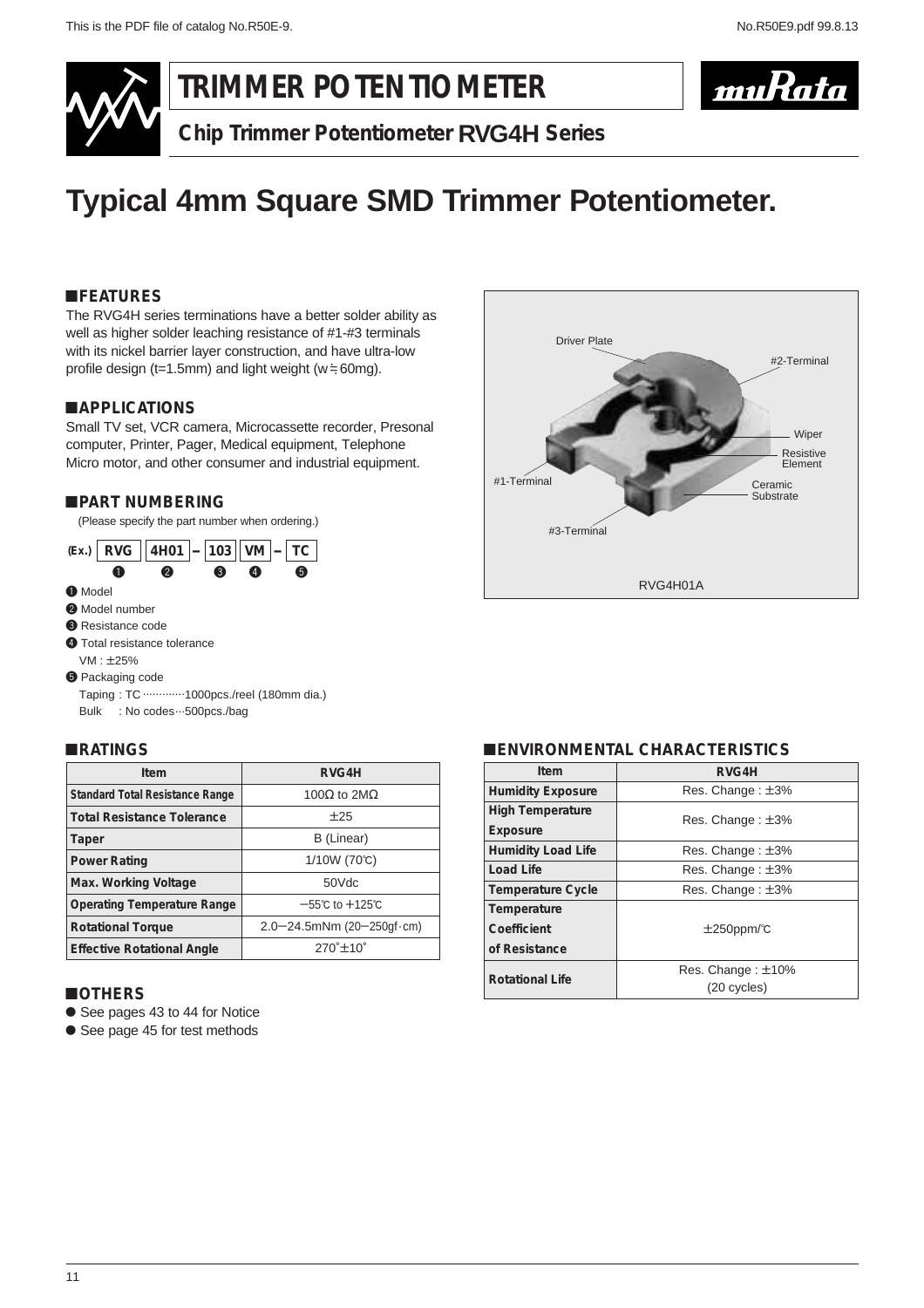# TRIMMER POTENTIOMETER

## Chip Trimmer Potentiometer RVG4H Series

# Typical 4mm Square SMD Trimmer Potentiometer.

### ■FEATURES

The RVG4H series terminations have a better solder ability as well as higher solder leaching resistance of #1-#3 terminals with its nickel barrier layer construction, and have ultra-low profile design (t=1.5mm) and light weight (w≒60mg).

### ■APPLICATIONS

Small TV set, VCR camera, Microcassette recorder, Presonal computer, Printer, Pager, Medical equipment, Telephone Micro motor, and other consumer and industrial equipment.

### ■PART NUMBERING

(Please specify the part number when ordering.)

(Ex.) RVG | 4H01 – 103 | VM – TC

❶ ❷ ❸ ❹ ❺

❶ Model
❷ Model number
❸ Resistance code
❹ Total resistance tolerance
VM : ±25%
❺ Packaging code
Taping : TC ············1000pcs./reel (180mm dia.)
Bulk : No codes···500pcs./bag

Driver Plate, #2-Terminal, Wiper, Resistive Element, #1-Terminal, Ceramic Substrate, #3-Terminal

RVG4H01A

### ■RATINGS

| Item | RVG4H |
|---|---|
| Standard Total Resistance Range | 100Ω to 2MΩ |
| Total Resistance Tolerance | ±25 |
| Taper | B (Linear) |
| Power Rating | 1/10W (70℃) |
| Max. Working Voltage | 50Vdc |
| Operating Temperature Range | −55℃ to +125℃ |
| Rotational Torque | 2.0−24.5mNm (20−250gf·cm) |
| Effective Rotational Angle | 270°±10° |

### ■ENVIRONMENTAL CHARACTERISTICS

| Item | RVG4H |
|---|---|
| Humidity Exposure | Res. Change : ±3% |
| High Temperature Exposure | Res. Change : ±3% |
| Humidity Load Life | Res. Change : ±3% |
| Load Life | Res. Change : ±3% |
| Temperature Cycle | Res. Change : ±3% |
| Temperature Coefficient of Resistance | ±250ppm/℃ |
| Rotational Life | Res. Change : ±10% (20 cycles) |

### ■OTHERS

- See pages 43 to 44 for Notice
- See page 45 for test methods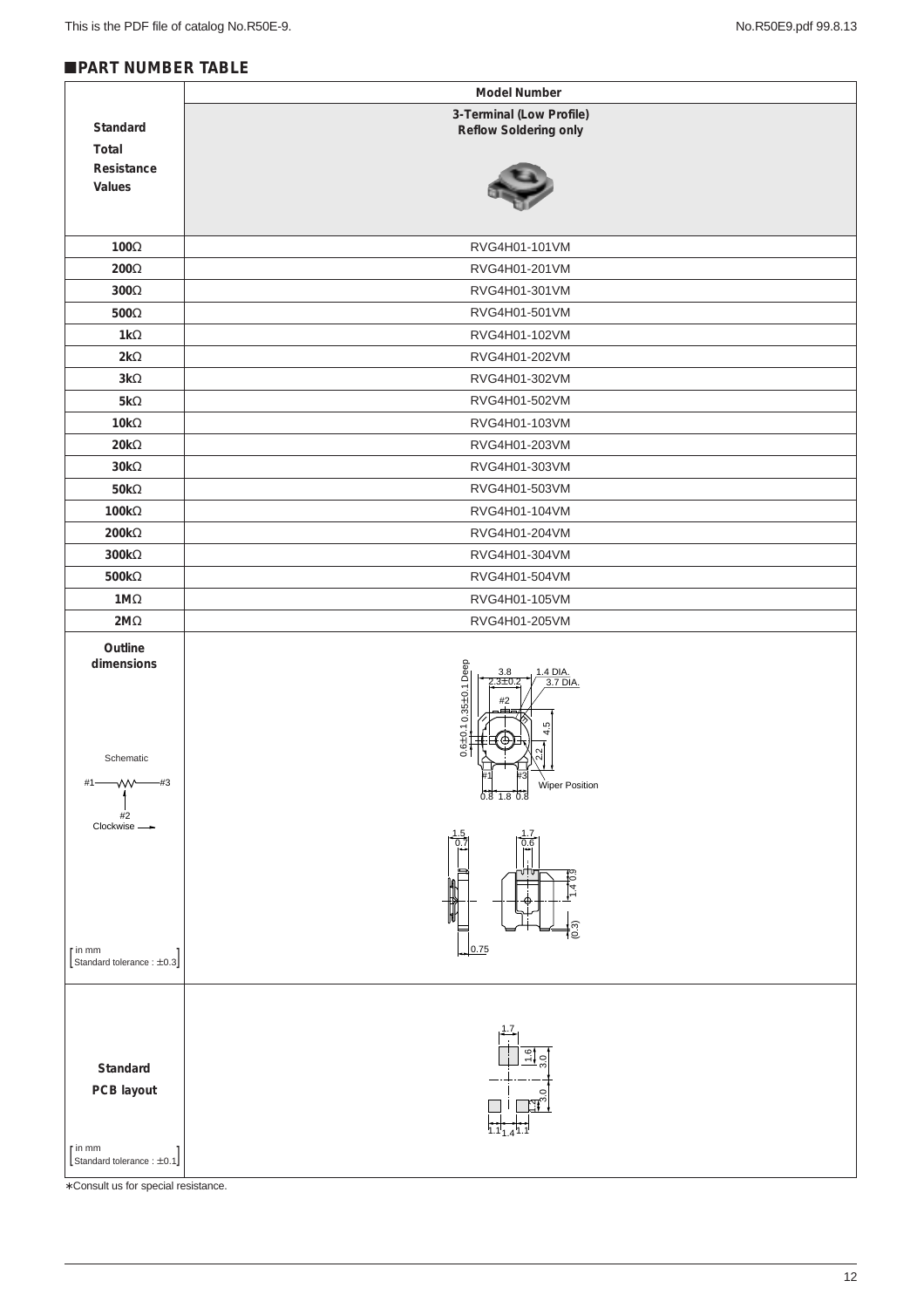## ■PART NUMBER TABLE

| Standard Total Resistance Values | Model Number: 3-Terminal (Low Profile) Reflow Soldering only |
|---|---|
| 100Ω | RVG4H01-101VM |
| 200Ω | RVG4H01-201VM |
| 300Ω | RVG4H01-301VM |
| 500Ω | RVG4H01-501VM |
| 1kΩ | RVG4H01-102VM |
| 2kΩ | RVG4H01-202VM |
| 3kΩ | RVG4H01-302VM |
| 5kΩ | RVG4H01-502VM |
| 10kΩ | RVG4H01-103VM |
| 20kΩ | RVG4H01-203VM |
| 30kΩ | RVG4H01-303VM |
| 50kΩ | RVG4H01-503VM |
| 100kΩ | RVG4H01-104VM |
| 200kΩ | RVG4H01-204VM |
| 300kΩ | RVG4H01-304VM |
| 500kΩ | RVG4H01-504VM |
| 1MΩ | RVG4H01-105VM |
| 2MΩ | RVG4H01-205VM |

**Outline dimensions**

Schematic

#1 #3

#2

Clockwise

[in mm, Standard tolerance : ±0.3]

3.8
2.3±0.2
1.4 DIA.
3.7 DIA.
0.6±0.1
0.35±0.1 Deep
#2
4.5
2.2
#1
#3
Wiper Position
0.8 1.8 0.8
1.5
0.7
1.7
0.6
0.9
1.4
(0.3)
0.75

**Standard PCB layout**

[in mm, Standard tolerance : ±0.1]

1.7
1.6
3.0
3.0
1.2
1.1 1.4 1.1

∗Consult us for special resistance.